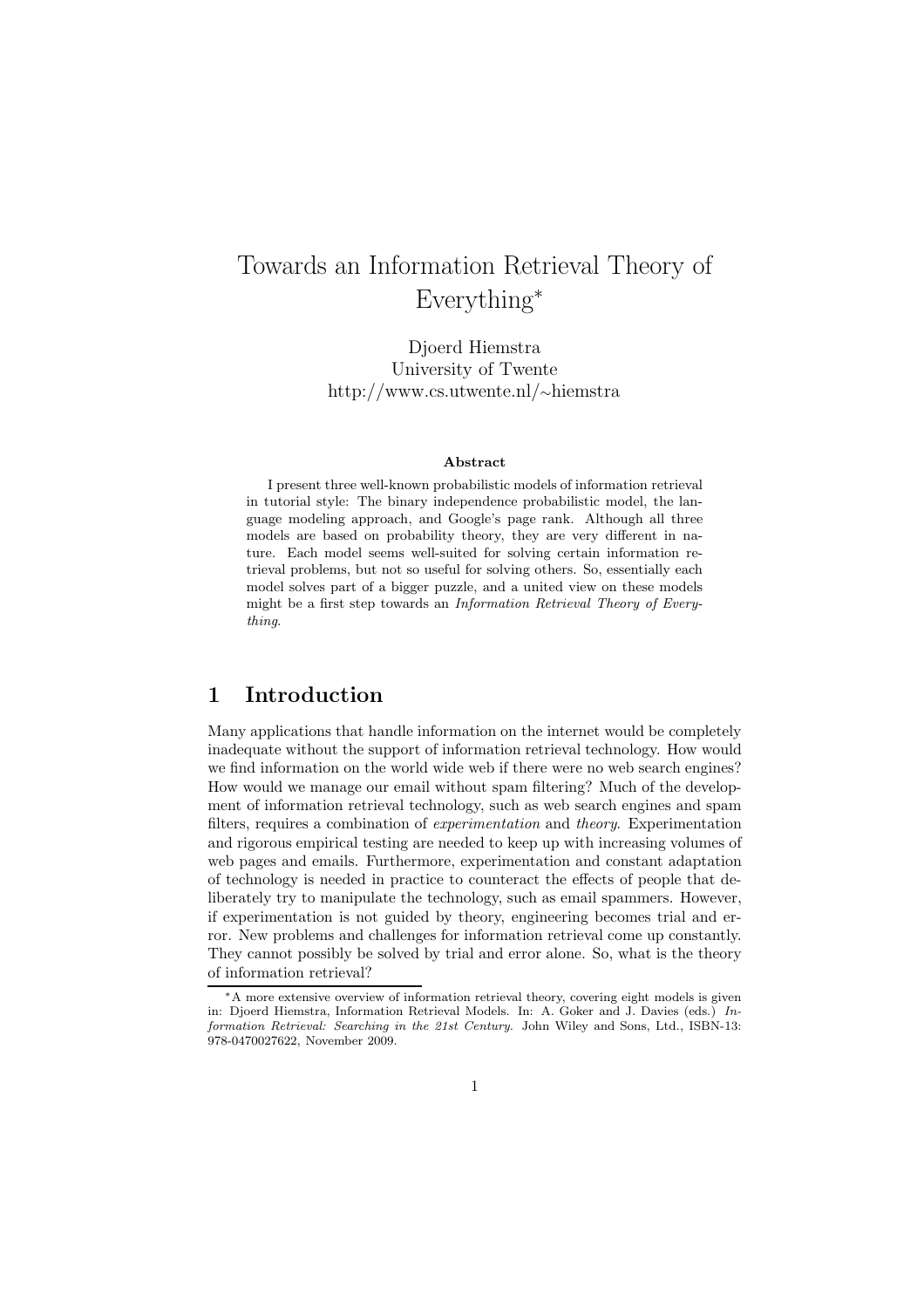# Towards an Information Retrieval Theory of Everything*

Djoerd Hiemstra
University of Twente
http://www.cs.utwente.nl/∼hiemstra

**Abstract**

I present three well-known probabilistic models of information retrieval in tutorial style: The binary independence probabilistic model, the language modeling approach, and Google's page rank. Although all three models are based on probability theory, they are very different in nature. Each model seems well-suited for solving certain information retrieval problems, but not so useful for solving others. So, essentially each model solves part of a bigger puzzle, and a united view on these models might be a first step towards an *Information Retrieval Theory of Everything*.

## 1 Introduction

Many applications that handle information on the internet would be completely inadequate without the support of information retrieval technology. How would we find information on the world wide web if there were no web search engines? How would we manage our email without spam filtering? Much of the development of information retrieval technology, such as web search engines and spam filters, requires a combination of *experimentation* and *theory*. Experimentation and rigorous empirical testing are needed to keep up with increasing volumes of web pages and emails. Furthermore, experimentation and constant adaptation of technology is needed in practice to counteract the effects of people that deliberately try to manipulate the technology, such as email spammers. However, if experimentation is not guided by theory, engineering becomes trial and error. New problems and challenges for information retrieval come up constantly. They cannot possibly be solved by trial and error alone. So, what is the theory of information retrieval?

---

*A more extensive overview of information retrieval theory, covering eight models is given in: Djoerd Hiemstra, Information Retrieval Models. In: A. Goker and J. Davies (eds.) *Information Retrieval: Searching in the 21st Century.* John Wiley and Sons, Ltd., ISBN-13: 978-0470027622, November 2009.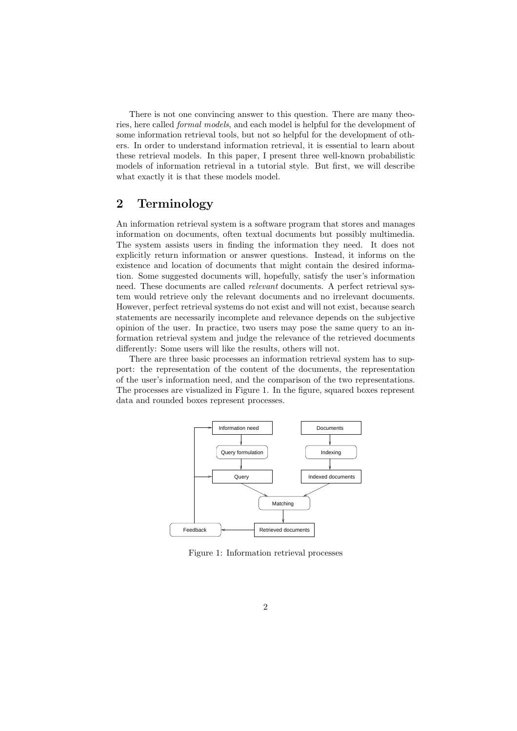There is not one convincing answer to this question. There are many theories, here called *formal models*, and each model is helpful for the development of some information retrieval tools, but not so helpful for the development of others. In order to understand information retrieval, it is essential to learn about these retrieval models. In this paper, I present three well-known probabilistic models of information retrieval in a tutorial style. But first, we will describe what exactly it is that these models model.

## 2 Terminology

An information retrieval system is a software program that stores and manages information on documents, often textual documents but possibly multimedia. The system assists users in finding the information they need. It does not explicitly return information or answer questions. Instead, it informs on the existence and location of documents that might contain the desired information. Some suggested documents will, hopefully, satisfy the user's information need. These documents are called *relevant* documents. A perfect retrieval system would retrieve only the relevant documents and no irrelevant documents. However, perfect retrieval systems do not exist and will not exist, because search statements are necessarily incomplete and relevance depends on the subjective opinion of the user. In practice, two users may pose the same query to an information retrieval system and judge the relevance of the retrieved documents differently: Some users will like the results, others will not.

There are three basic processes an information retrieval system has to support: the representation of the content of the documents, the representation of the user's information need, and the comparison of the two representations. The processes are visualized in Figure 1. In the figure, squared boxes represent data and rounded boxes represent processes.

Information need → Query formulation → Query; Documents → Indexing → Indexed documents; Query, Indexed documents → Matching → Retrieved documents → Feedback → Information need, Query

Figure 1: Information retrieval processes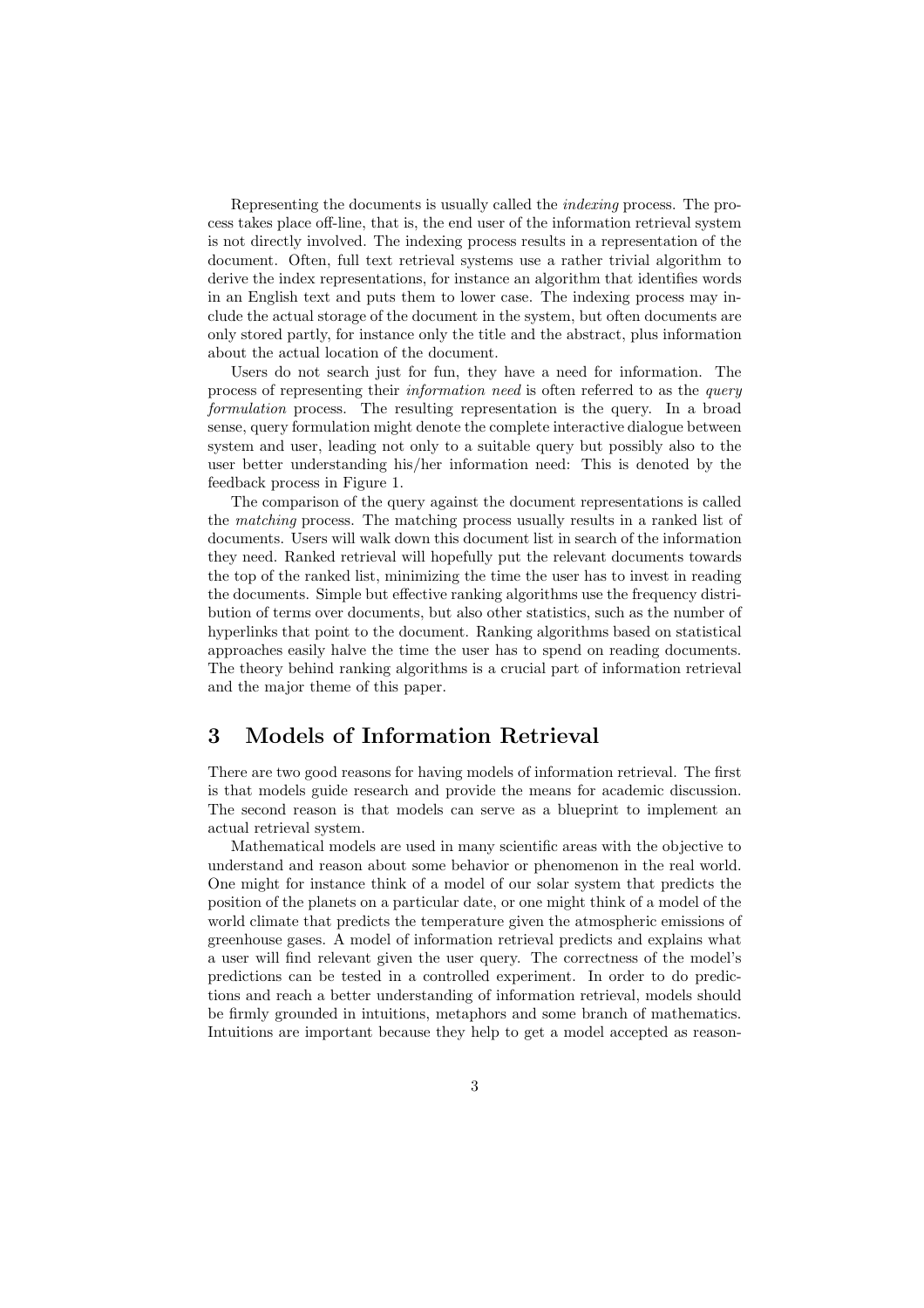Representing the documents is usually called the *indexing* process. The process takes place off-line, that is, the end user of the information retrieval system is not directly involved. The indexing process results in a representation of the document. Often, full text retrieval systems use a rather trivial algorithm to derive the index representations, for instance an algorithm that identifies words in an English text and puts them to lower case. The indexing process may include the actual storage of the document in the system, but often documents are only stored partly, for instance only the title and the abstract, plus information about the actual location of the document.

Users do not search just for fun, they have a need for information. The process of representing their *information need* is often referred to as the *query formulation* process. The resulting representation is the query. In a broad sense, query formulation might denote the complete interactive dialogue between system and user, leading not only to a suitable query but possibly also to the user better understanding his/her information need: This is denoted by the feedback process in Figure 1.

The comparison of the query against the document representations is called the *matching* process. The matching process usually results in a ranked list of documents. Users will walk down this document list in search of the information they need. Ranked retrieval will hopefully put the relevant documents towards the top of the ranked list, minimizing the time the user has to invest in reading the documents. Simple but effective ranking algorithms use the frequency distribution of terms over documents, but also other statistics, such as the number of hyperlinks that point to the document. Ranking algorithms based on statistical approaches easily halve the time the user has to spend on reading documents. The theory behind ranking algorithms is a crucial part of information retrieval and the major theme of this paper.

## 3 Models of Information Retrieval

There are two good reasons for having models of information retrieval. The first is that models guide research and provide the means for academic discussion. The second reason is that models can serve as a blueprint to implement an actual retrieval system.

Mathematical models are used in many scientific areas with the objective to understand and reason about some behavior or phenomenon in the real world. One might for instance think of a model of our solar system that predicts the position of the planets on a particular date, or one might think of a model of the world climate that predicts the temperature given the atmospheric emissions of greenhouse gases. A model of information retrieval predicts and explains what a user will find relevant given the user query. The correctness of the model's predictions can be tested in a controlled experiment. In order to do predictions and reach a better understanding of information retrieval, models should be firmly grounded in intuitions, metaphors and some branch of mathematics. Intuitions are important because they help to get a model accepted as reason-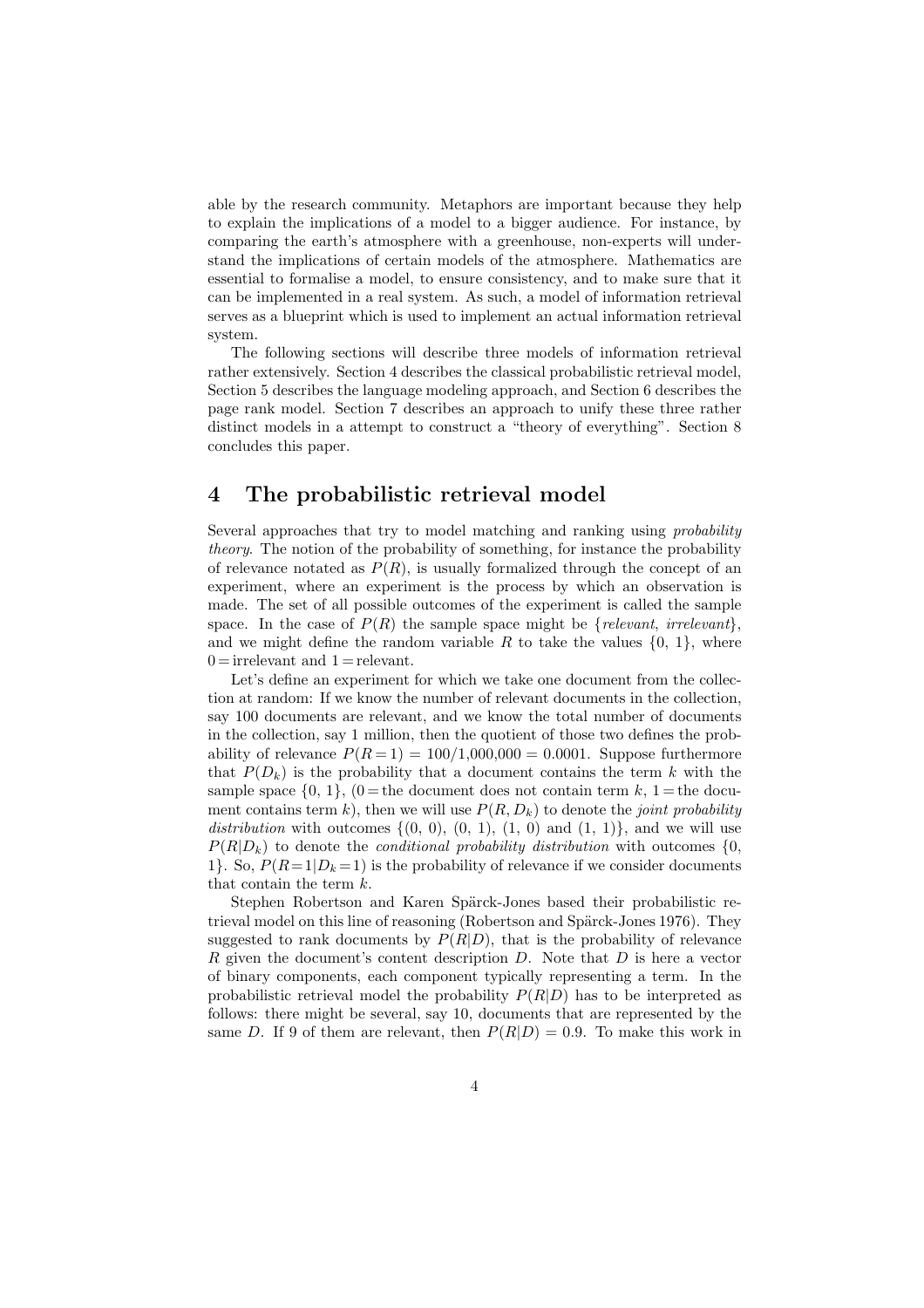able by the research community. Metaphors are important because they help to explain the implications of a model to a bigger audience. For instance, by comparing the earth's atmosphere with a greenhouse, non-experts will understand the implications of certain models of the atmosphere. Mathematics are essential to formalise a model, to ensure consistency, and to make sure that it can be implemented in a real system. As such, a model of information retrieval serves as a blueprint which is used to implement an actual information retrieval system.

The following sections will describe three models of information retrieval rather extensively. Section 4 describes the classical probabilistic retrieval model, Section 5 describes the language modeling approach, and Section 6 describes the page rank model. Section 7 describes an approach to unify these three rather distinct models in a attempt to construct a "theory of everything". Section 8 concludes this paper.

# 4 The probabilistic retrieval model

Several approaches that try to model matching and ranking using *probability theory*. The notion of the probability of something, for instance the probability of relevance notated as $P(R)$, is usually formalized through the concept of an experiment, where an experiment is the process by which an observation is made. The set of all possible outcomes of the experiment is called the sample space. In the case of $P(R)$ the sample space might be $\{$*relevant*, *irrelevant*$\}$, and we might define the random variable $R$ to take the values $\{0, 1\}$, where $0 =$ irrelevant and $1 =$ relevant.

Let's define an experiment for which we take one document from the collection at random: If we know the number of relevant documents in the collection, say 100 documents are relevant, and we know the total number of documents in the collection, say 1 million, then the quotient of those two defines the probability of relevance $P(R = 1) = 100/1{,}000{,}000 = 0.0001$. Suppose furthermore that $P(D_k)$ is the probability that a document contains the term $k$ with the sample space $\{0, 1\}$, ($0 =$ the document does not contain term $k$, $1 =$ the document contains term $k$), then we will use $P(R, D_k)$ to denote the *joint probability distribution* with outcomes $\{(0, 0), (0, 1), (1, 0)$ and $(1, 1)\}$, and we will use $P(R|D_k)$ to denote the *conditional probability distribution* with outcomes $\{0, 1\}$. So, $P(R = 1|D_k = 1)$ is the probability of relevance if we consider documents that contain the term $k$.

Stephen Robertson and Karen Spärck-Jones based their probabilistic retrieval model on this line of reasoning (Robertson and Spärck-Jones 1976). They suggested to rank documents by $P(R|D)$, that is the probability of relevance $R$ given the document's content description $D$. Note that $D$ is here a vector of binary components, each component typically representing a term. In the probabilistic retrieval model the probability $P(R|D)$ has to be interpreted as follows: there might be several, say 10, documents that are represented by the same $D$. If 9 of them are relevant, then $P(R|D) = 0.9$. To make this work in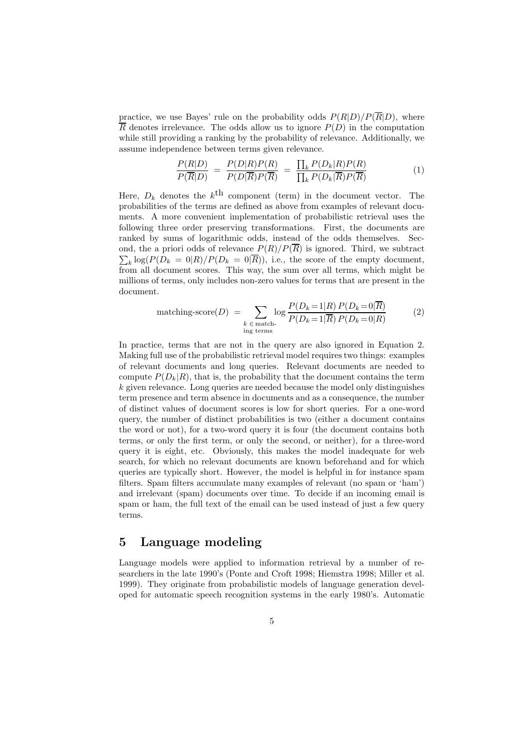practice, we use Bayes' rule on the probability odds $P(R|D)/P(\overline{R}|D)$, where $\overline{R}$ denotes irrelevance. The odds allow us to ignore $P(D)$ in the computation while still providing a ranking by the probability of relevance. Additionally, we assume independence between terms given relevance.

$$\frac{P(R|D)}{P(\overline{R}|D)} = \frac{P(D|R)P(R)}{P(D|\overline{R})P(\overline{R})} = \frac{\prod_k P(D_k|R)P(R)}{\prod_k P(D_k|\overline{R})P(\overline{R})} \tag{1}$$

Here, $D_k$ denotes the $k^{\text{th}}$ component (term) in the document vector. The probabilities of the terms are defined as above from examples of relevant documents. A more convenient implementation of probabilistic retrieval uses the following three order preserving transformations. First, the documents are ranked by sums of logarithmic odds, instead of the odds themselves. Second, the a priori odds of relevance $P(R)/P(\overline{R})$ is ignored. Third, we subtract $\sum_k \log(P(D_k = 0|R)/P(D_k = 0|\overline{R}))$, i.e., the score of the empty document, from all document scores. This way, the sum over all terms, which might be millions of terms, only includes non-zero values for terms that are present in the document.

$$\text{matching-score}(D) = \sum_{\substack{k \,\in\, \text{match-} \\ \text{ing terms}}} \log \frac{P(D_k = 1|R)\, P(D_k = 0|\overline{R})}{P(D_k = 1|\overline{R})\, P(D_k = 0|R)} \tag{2}$$

In practice, terms that are not in the query are also ignored in Equation 2. Making full use of the probabilistic retrieval model requires two things: examples of relevant documents and long queries. Relevant documents are needed to compute $P(D_k|R)$, that is, the probability that the document contains the term $k$ given relevance. Long queries are needed because the model only distinguishes term presence and term absence in documents and as a consequence, the number of distinct values of document scores is low for short queries. For a one-word query, the number of distinct probabilities is two (either a document contains the word or not), for a two-word query it is four (the document contains both terms, or only the first term, or only the second, or neither), for a three-word query it is eight, etc. Obviously, this makes the model inadequate for web search, for which no relevant documents are known beforehand and for which queries are typically short. However, the model is helpful in for instance spam filters. Spam filters accumulate many examples of relevant (no spam or 'ham') and irrelevant (spam) documents over time. To decide if an incoming email is spam or ham, the full text of the email can be used instead of just a few query terms.

## 5 Language modeling

Language models were applied to information retrieval by a number of researchers in the late 1990's (Ponte and Croft 1998; Hiemstra 1998; Miller et al. 1999). They originate from probabilistic models of language generation developed for automatic speech recognition systems in the early 1980's. Automatic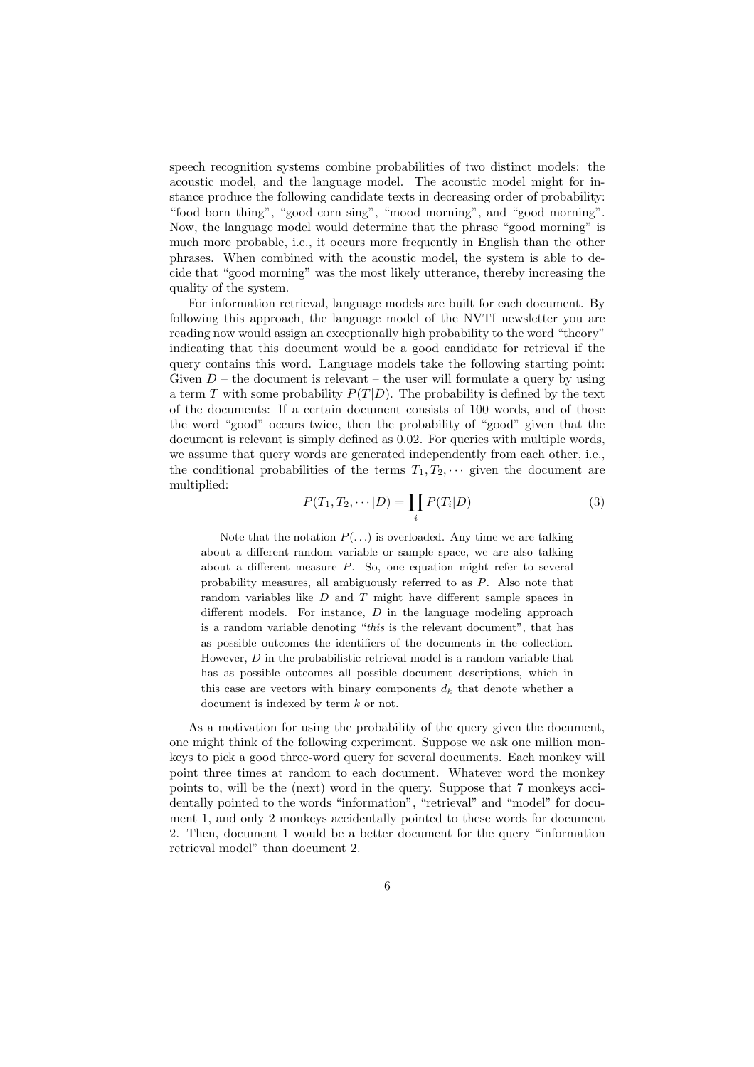speech recognition systems combine probabilities of two distinct models: the acoustic model, and the language model. The acoustic model might for instance produce the following candidate texts in decreasing order of probability: "food born thing", "good corn sing", "mood morning", and "good morning". Now, the language model would determine that the phrase "good morning" is much more probable, i.e., it occurs more frequently in English than the other phrases. When combined with the acoustic model, the system is able to decide that "good morning" was the most likely utterance, thereby increasing the quality of the system.

For information retrieval, language models are built for each document. By following this approach, the language model of the NVTI newsletter you are reading now would assign an exceptionally high probability to the word "theory" indicating that this document would be a good candidate for retrieval if the query contains this word. Language models take the following starting point: Given $D$ – the document is relevant – the user will formulate a query by using a term $T$ with some probability $P(T|D)$. The probability is defined by the text of the documents: If a certain document consists of 100 words, and of those the word "good" occurs twice, then the probability of "good" given that the document is relevant is simply defined as 0.02. For queries with multiple words, we assume that query words are generated independently from each other, i.e., the conditional probabilities of the terms $T_1, T_2, \cdots$ given the document are multiplied:

$$P(T_1, T_2, \cdots |D) = \prod_i P(T_i|D) \tag{3}$$

> Note that the notation $P(\ldots)$ is overloaded. Any time we are talking about a different random variable or sample space, we are also talking about a different measure $P$. So, one equation might refer to several probability measures, all ambiguously referred to as $P$. Also note that random variables like $D$ and $T$ might have different sample spaces in different models. For instance, $D$ in the language modeling approach is a random variable denoting "*this* is the relevant document", that has as possible outcomes the identifiers of the documents in the collection. However, $D$ in the probabilistic retrieval model is a random variable that has as possible outcomes all possible document descriptions, which in this case are vectors with binary components $d_k$ that denote whether a document is indexed by term $k$ or not.

As a motivation for using the probability of the query given the document, one might think of the following experiment. Suppose we ask one million monkeys to pick a good three-word query for several documents. Each monkey will point three times at random to each document. Whatever word the monkey points to, will be the (next) word in the query. Suppose that 7 monkeys accidentally pointed to the words "information", "retrieval" and "model" for document 1, and only 2 monkeys accidentally pointed to these words for document 2. Then, document 1 would be a better document for the query "information retrieval model" than document 2.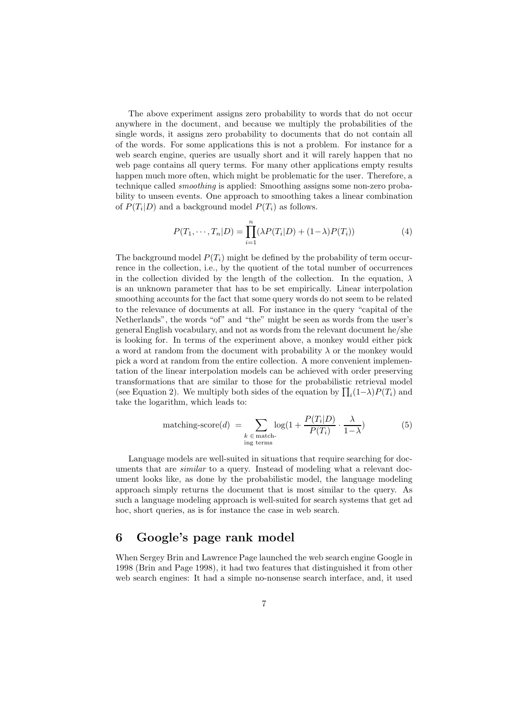The above experiment assigns zero probability to words that do not occur anywhere in the document, and because we multiply the probabilities of the single words, it assigns zero probability to documents that do not contain all of the words. For some applications this is not a problem. For instance for a web search engine, queries are usually short and it will rarely happen that no web page contains all query terms. For many other applications empty results happen much more often, which might be problematic for the user. Therefore, a technique called *smoothing* is applied: Smoothing assigns some non-zero probability to unseen events. One approach to smoothing takes a linear combination of $P(T_i|D)$ and a background model $P(T_i)$ as follows.

$$P(T_1, \cdots, T_n|D) = \prod_{i=1}^{n} (\lambda P(T_i|D) + (1-\lambda) P(T_i)) \tag{4}$$

The background model $P(T_i)$ might be defined by the probability of term occurrence in the collection, i.e., by the quotient of the total number of occurrences in the collection divided by the length of the collection. In the equation, $\lambda$ is an unknown parameter that has to be set empirically. Linear interpolation smoothing accounts for the fact that some query words do not seem to be related to the relevance of documents at all. For instance in the query "capital of the Netherlands", the words "of" and "the" might be seen as words from the user's general English vocabulary, and not as words from the relevant document he/she is looking for. In terms of the experiment above, a monkey would either pick a word at random from the document with probability $\lambda$ or the monkey would pick a word at random from the entire collection. A more convenient implementation of the linear interpolation models can be achieved with order preserving transformations that are similar to those for the probabilistic retrieval model (see Equation 2). We multiply both sides of the equation by $\prod_i (1-\lambda) P(T_i)$ and take the logarithm, which leads to:

$$\text{matching-score}(d) = \sum_{\substack{k \,\in\, \text{matching terms}}} \log\left(1 + \frac{P(T_i|D)}{P(T_i)} \cdot \frac{\lambda}{1-\lambda}\right) \tag{5}$$

Language models are well-suited in situations that require searching for documents that are *similar* to a query. Instead of modeling what a relevant document looks like, as done by the probabilistic model, the language modeling approach simply returns the document that is most similar to the query. As such a language modeling approach is well-suited for search systems that get ad hoc, short queries, as is for instance the case in web search.

## 6 Google's page rank model

When Sergey Brin and Lawrence Page launched the web search engine Google in 1998 (Brin and Page 1998), it had two features that distinguished it from other web search engines: It had a simple no-nonsense search interface, and, it used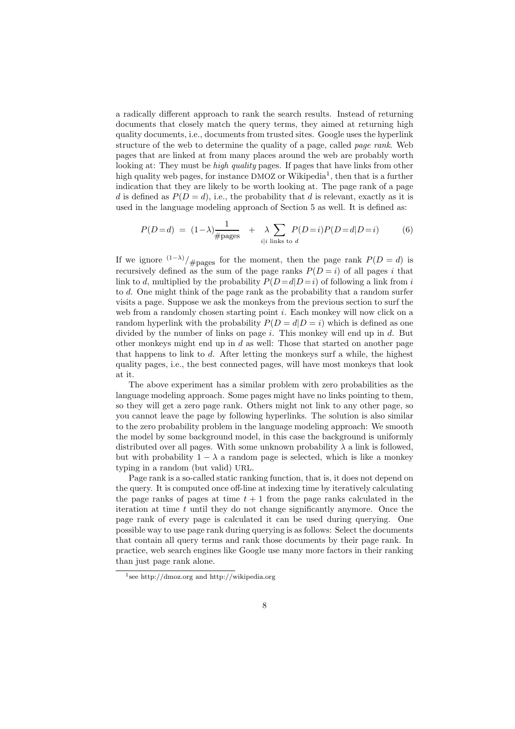a radically different approach to rank the search results. Instead of returning documents that closely match the query terms, they aimed at returning high quality documents, i.e., documents from trusted sites. Google uses the hyperlink structure of the web to determine the quality of a page, called *page rank*. Web pages that are linked at from many places around the web are probably worth looking at: They must be *high quality* pages. If pages that have links from other high quality web pages, for instance DMOZ or Wikipedia[1], then that is a further indication that they are likely to be worth looking at. The page rank of a page $d$ is defined as $P(D = d)$, i.e., the probability that $d$ is relevant, exactly as it is used in the language modeling approach of Section 5 as well. It is defined as:

$$P(D{=}d) \;=\; (1{-}\lambda)\frac{1}{\#\text{pages}} \quad + \quad \lambda \sum_{i|i \text{ links to } d} P(D{=}i)P(D{=}d|D{=}i) \qquad (6)$$

If we ignore ${}^{(1-\lambda)}/_{\#\text{pages}}$ for the moment, then the page rank $P(D = d)$ is recursively defined as the sum of the page ranks $P(D = i)$ of all pages $i$ that link to $d$, multiplied by the probability $P(D{=}d|D{=}i)$ of following a link from $i$ to $d$. One might think of the page rank as the probability that a random surfer visits a page. Suppose we ask the monkeys from the previous section to surf the web from a randomly chosen starting point $i$. Each monkey will now click on a random hyperlink with the probability $P(D = d|D = i)$ which is defined as one divided by the number of links on page $i$. This monkey will end up in $d$. But other monkeys might end up in $d$ as well: Those that started on another page that happens to link to $d$. After letting the monkeys surf a while, the highest quality pages, i.e., the best connected pages, will have most monkeys that look at it.

The above experiment has a similar problem with zero probabilities as the language modeling approach. Some pages might have no links pointing to them, so they will get a zero page rank. Others might not link to any other page, so you cannot leave the page by following hyperlinks. The solution is also similar to the zero probability problem in the language modeling approach: We smooth the model by some background model, in this case the background is uniformly distributed over all pages. With some unknown probability $\lambda$ a link is followed, but with probability $1 - \lambda$ a random page is selected, which is like a monkey typing in a random (but valid) URL.

Page rank is a so-called static ranking function, that is, it does not depend on the query. It is computed once off-line at indexing time by iteratively calculating the page ranks of pages at time $t + 1$ from the page ranks calculated in the iteration at time $t$ until they do not change significantly anymore. Once the page rank of every page is calculated it can be used during querying. One possible way to use page rank during querying is as follows: Select the documents that contain all query terms and rank those documents by their page rank. In practice, web search engines like Google use many more factors in their ranking than just page rank alone.

[1] see http://dmoz.org and http://wikipedia.org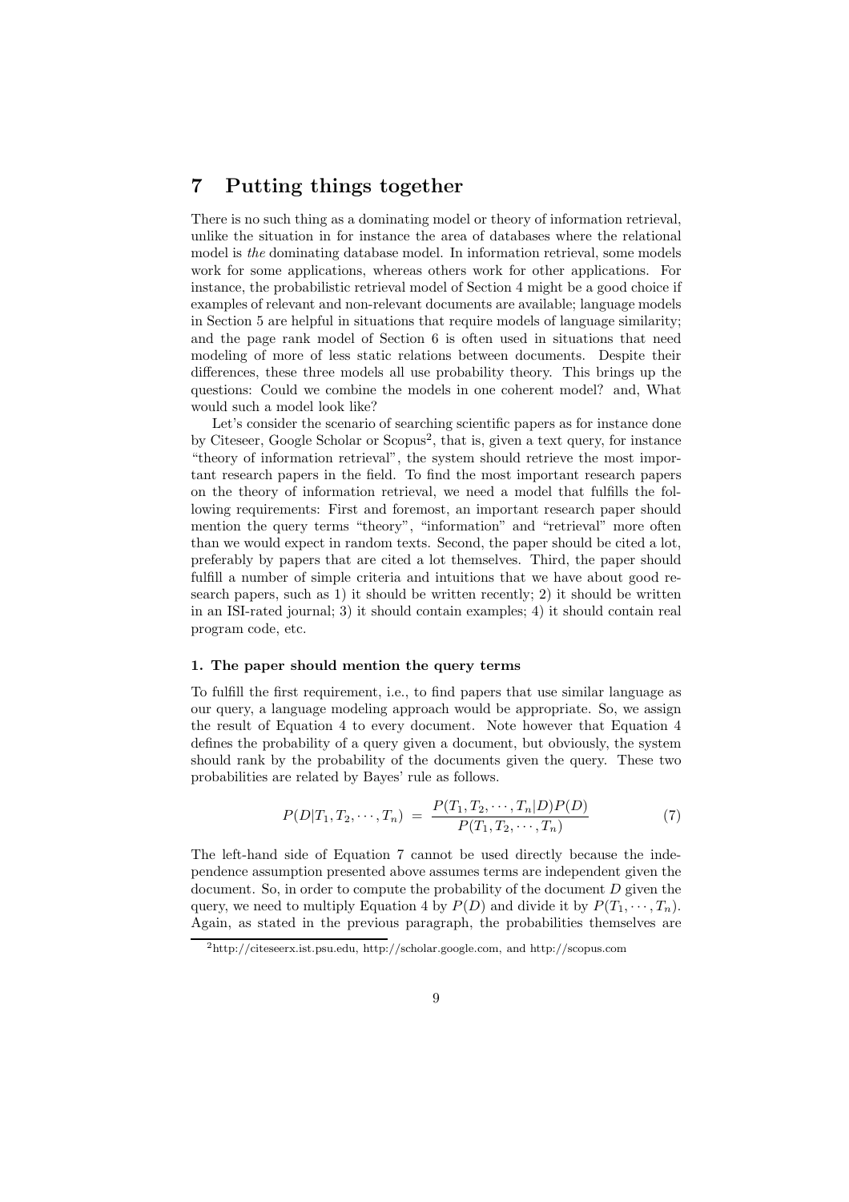## 7 Putting things together

There is no such thing as a dominating model or theory of information retrieval, unlike the situation in for instance the area of databases where the relational model is *the* dominating database model. In information retrieval, some models work for some applications, whereas others work for other applications. For instance, the probabilistic retrieval model of Section 4 might be a good choice if examples of relevant and non-relevant documents are available; language models in Section 5 are helpful in situations that require models of language similarity; and the page rank model of Section 6 is often used in situations that need modeling of more of less static relations between documents. Despite their differences, these three models all use probability theory. This brings up the questions: Could we combine the models in one coherent model? and, What would such a model look like?

Let's consider the scenario of searching scientific papers as for instance done by Citeseer, Google Scholar or Scopus[2], that is, given a text query, for instance "theory of information retrieval", the system should retrieve the most important research papers in the field. To find the most important research papers on the theory of information retrieval, we need a model that fulfills the following requirements: First and foremost, an important research paper should mention the query terms "theory", "information" and "retrieval" more often than we would expect in random texts. Second, the paper should be cited a lot, preferably by papers that are cited a lot themselves. Third, the paper should fulfill a number of simple criteria and intuitions that we have about good research papers, such as 1) it should be written recently; 2) it should be written in an ISI-rated journal; 3) it should contain examples; 4) it should contain real program code, etc.

#### 1. The paper should mention the query terms

To fulfill the first requirement, i.e., to find papers that use similar language as our query, a language modeling approach would be appropriate. So, we assign the result of Equation 4 to every document. Note however that Equation 4 defines the probability of a query given a document, but obviously, the system should rank by the probability of the documents given the query. These two probabilities are related by Bayes' rule as follows.

$$P(D|T_1, T_2, \cdots, T_n) \;=\; \frac{P(T_1, T_2, \cdots, T_n|D)P(D)}{P(T_1, T_2, \cdots, T_n)} \tag{7}$$

The left-hand side of Equation 7 cannot be used directly because the independence assumption presented above assumes terms are independent given the document. So, in order to compute the probability of the document $D$ given the query, we need to multiply Equation 4 by $P(D)$ and divide it by $P(T_1, \cdots, T_n)$. Again, as stated in the previous paragraph, the probabilities themselves are

[2] http://citeseerx.ist.psu.edu, http://scholar.google.com, and http://scopus.com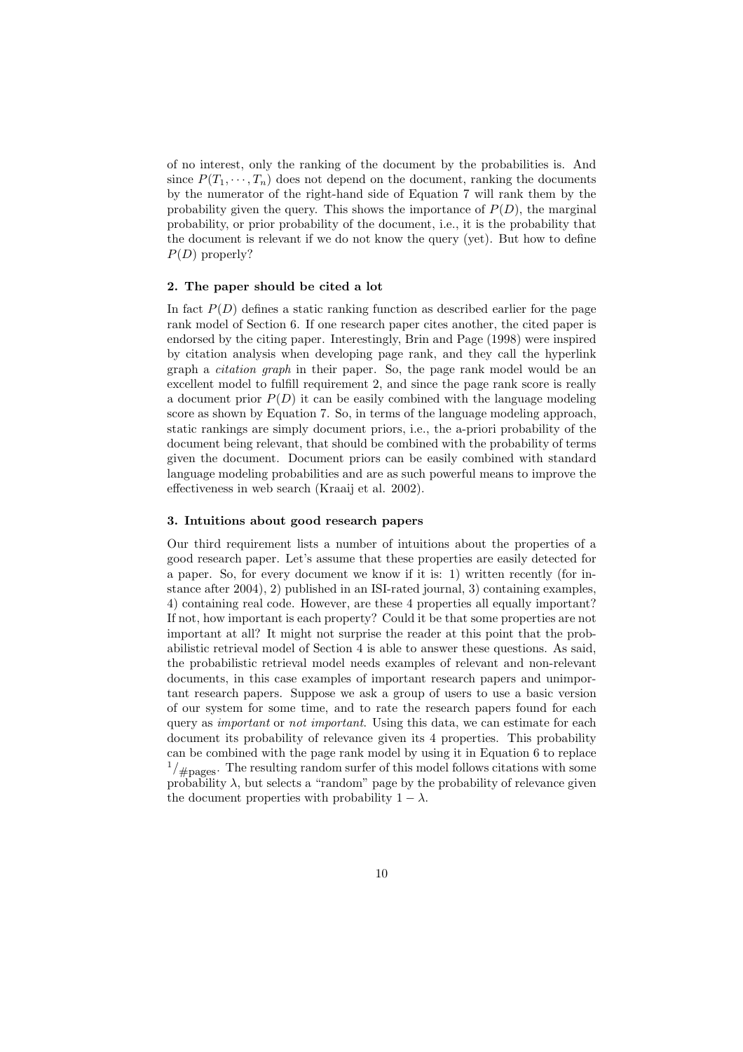of no interest, only the ranking of the document by the probabilities is. And since $P(T_1, \cdots, T_n)$ does not depend on the document, ranking the documents by the numerator of the right-hand side of Equation 7 will rank them by the probability given the query. This shows the importance of $P(D)$, the marginal probability, or prior probability of the document, i.e., it is the probability that the document is relevant if we do not know the query (yet). But how to define $P(D)$ properly?

#### 2. The paper should be cited a lot

In fact $P(D)$ defines a static ranking function as described earlier for the page rank model of Section 6. If one research paper cites another, the cited paper is endorsed by the citing paper. Interestingly, Brin and Page (1998) were inspired by citation analysis when developing page rank, and they call the hyperlink graph a *citation graph* in their paper. So, the page rank model would be an excellent model to fulfill requirement 2, and since the page rank score is really a document prior $P(D)$ it can be easily combined with the language modeling score as shown by Equation 7. So, in terms of the language modeling approach, static rankings are simply document priors, i.e., the a-priori probability of the document being relevant, that should be combined with the probability of terms given the document. Document priors can be easily combined with standard language modeling probabilities and are as such powerful means to improve the effectiveness in web search (Kraaij et al. 2002).

#### 3. Intuitions about good research papers

Our third requirement lists a number of intuitions about the properties of a good research paper. Let's assume that these properties are easily detected for a paper. So, for every document we know if it is: 1) written recently (for instance after 2004), 2) published in an ISI-rated journal, 3) containing examples, 4) containing real code. However, are these 4 properties all equally important? If not, how important is each property? Could it be that some properties are not important at all? It might not surprise the reader at this point that the probabilistic retrieval model of Section 4 is able to answer these questions. As said, the probabilistic retrieval model needs examples of relevant and non-relevant documents, in this case examples of important research papers and unimportant research papers. Suppose we ask a group of users to use a basic version of our system for some time, and to rate the research papers found for each query as *important* or *not important*. Using this data, we can estimate for each document its probability of relevance given its 4 properties. This probability can be combined with the page rank model by using it in Equation 6 to replace ${}^{1}/_{\#\text{pages}}$. The resulting random surfer of this model follows citations with some probability $\lambda$, but selects a "random" page by the probability of relevance given the document properties with probability $1 - \lambda$.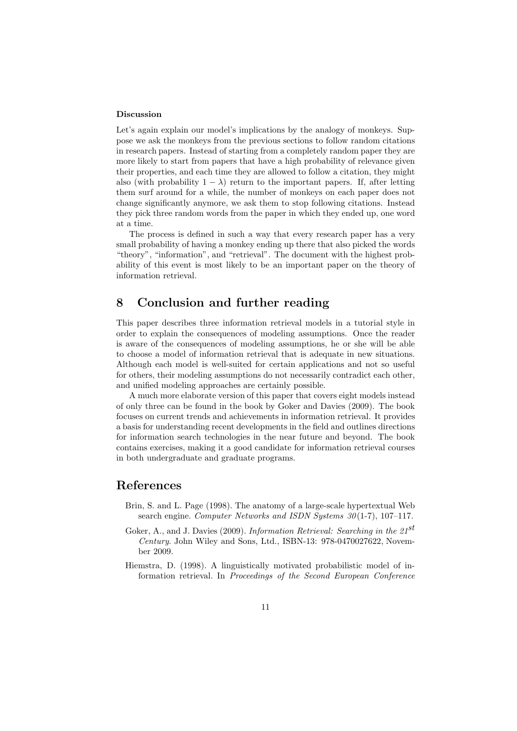#### Discussion

Let's again explain our model's implications by the analogy of monkeys. Suppose we ask the monkeys from the previous sections to follow random citations in research papers. Instead of starting from a completely random paper they are more likely to start from papers that have a high probability of relevance given their properties, and each time they are allowed to follow a citation, they might also (with probability $1 - \lambda$) return to the important papers. If, after letting them surf around for a while, the number of monkeys on each paper does not change significantly anymore, we ask them to stop following citations. Instead they pick three random words from the paper in which they ended up, one word at a time.

The process is defined in such a way that every research paper has a very small probability of having a monkey ending up there that also picked the words "theory", "information", and "retrieval". The document with the highest probability of this event is most likely to be an important paper on the theory of information retrieval.

## 8 Conclusion and further reading

This paper describes three information retrieval models in a tutorial style in order to explain the consequences of modeling assumptions. Once the reader is aware of the consequences of modeling assumptions, he or she will be able to choose a model of information retrieval that is adequate in new situations. Although each model is well-suited for certain applications and not so useful for others, their modeling assumptions do not necessarily contradict each other, and unified modeling approaches are certainly possible.

A much more elaborate version of this paper that covers eight models instead of only three can be found in the book by Goker and Davies (2009). The book focuses on current trends and achievements in information retrieval. It provides a basis for understanding recent developments in the field and outlines directions for information search technologies in the near future and beyond. The book contains exercises, making it a good candidate for information retrieval courses in both undergraduate and graduate programs.

## References

Brin, S. and L. Page (1998). The anatomy of a large-scale hypertextual Web search engine. *Computer Networks and ISDN Systems 30*(1-7), 107–117.

Goker, A., and J. Davies (2009). *Information Retrieval: Searching in the 21$^{st}$ Century*. John Wiley and Sons, Ltd., ISBN-13: 978-0470027622, November 2009.

Hiemstra, D. (1998). A linguistically motivated probabilistic model of information retrieval. In *Proceedings of the Second European Conference*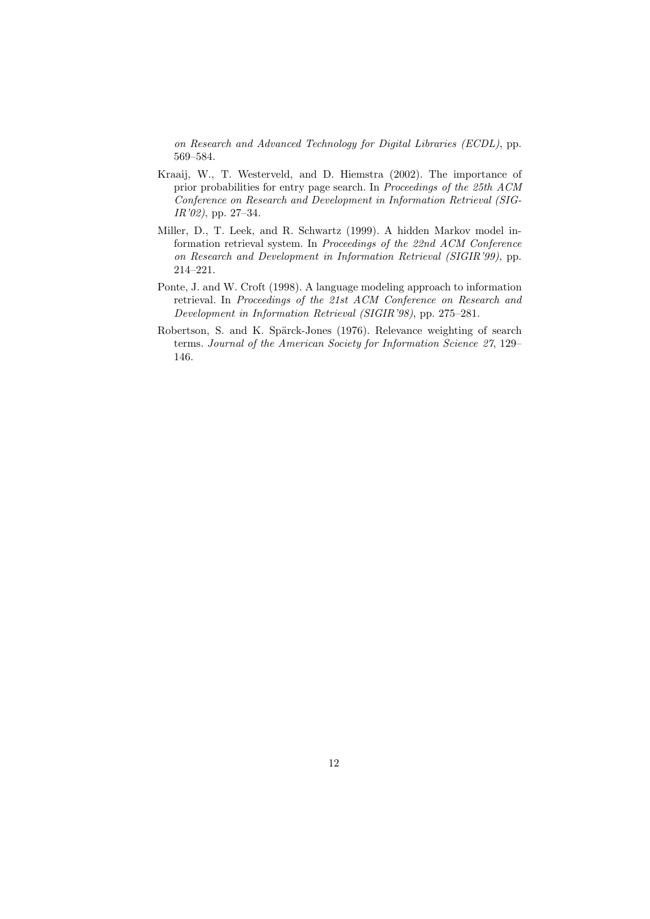*on Research and Advanced Technology for Digital Libraries (ECDL)*, pp. 569–584.

Kraaij, W., T. Westerveld, and D. Hiemstra (2002). The importance of prior probabilities for entry page search. In *Proceedings of the 25th ACM Conference on Research and Development in Information Retrieval (SIGIR'02)*, pp. 27–34.

Miller, D., T. Leek, and R. Schwartz (1999). A hidden Markov model information retrieval system. In *Proceedings of the 22nd ACM Conference on Research and Development in Information Retrieval (SIGIR'99)*, pp. 214–221.

Ponte, J. and W. Croft (1998). A language modeling approach to information retrieval. In *Proceedings of the 21st ACM Conference on Research and Development in Information Retrieval (SIGIR'98)*, pp. 275–281.

Robertson, S. and K. Spärck-Jones (1976). Relevance weighting of search terms. *Journal of the American Society for Information Science 27*, 129–146.